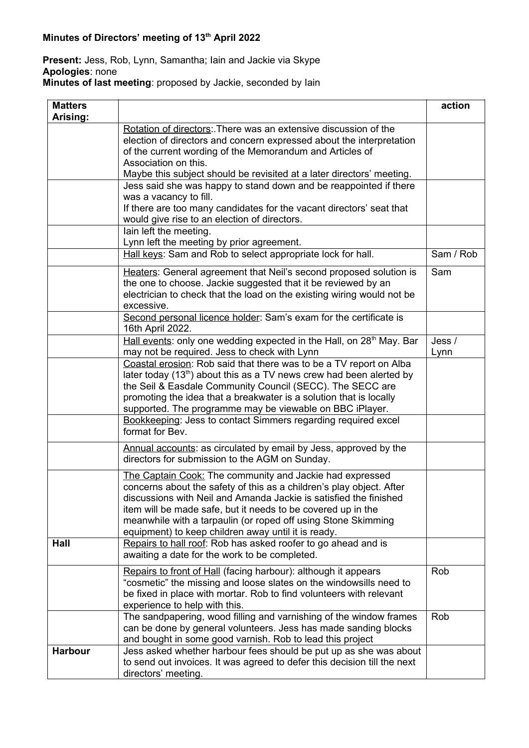**Minutes of Directors' meeting of 13th April 2022**

**Present:** Jess, Rob, Lynn, Samantha; Iain and Jackie via Skype
**Apologies**: none
**Minutes of last meeting**: proposed by Jackie, seconded by Iain

| Matters Arising: | | action |
|---|---|---|
| | Rotation of directors:.There was an extensive discussion of the election of directors and concern expressed about the interpretation of the current wording of the Memorandum and Articles of Association on this. Maybe this subject should be revisited at a later directors' meeting. | |
| | Jess said she was happy to stand down and be reappointed if there was a vacancy to fill. If there are too many candidates for the vacant directors' seat that would give rise to an election of directors. | |
| | Iain left the meeting. Lynn left the meeting by prior agreement. | |
| | Hall keys: Sam and Rob to select appropriate lock for hall. | Sam / Rob |
| | Heaters: General agreement that Neil's second proposed solution is the one to choose. Jackie suggested that it be reviewed by an electrician to check that the load on the existing wiring would not be excessive. | Sam |
| | Second personal licence holder: Sam's exam for the certificate is 16th April 2022. | |
| | Hall events: only one wedding expected in the Hall, on 28th May. Bar may not be required. Jess to check with Lynn | Jess / Lynn |
| | Coastal erosion: Rob said that there was to be a TV report on Alba later today (13th) about this as a TV news crew had been alerted by the Seil & Easdale Community Council (SECC). The SECC are promoting the idea that a breakwater is a solution that is locally supported. The programme may be viewable on BBC iPlayer. | |
| | Bookkeeping: Jess to contact Simmers regarding required excel format for Bev. | |
| | Annual accounts: as circulated by email by Jess, approved by the directors for submission to the AGM on Sunday. | |
| | The Captain Cook: The community and Jackie had expressed concerns about the safety of this as a children's play object. After discussions with Neil and Amanda Jackie is satisfied the finished item will be made safe, but it needs to be covered up in the meanwhile with a tarpaulin (or roped off using Stone Skimming equipment) to keep children away until it is ready. | |
| **Hall** | Repairs to hall roof: Rob has asked roofer to go ahead and is awaiting a date for the work to be completed. | |
| | Repairs to front of Hall (facing harbour): although it appears "cosmetic" the missing and loose slates on the windowsills need to be fixed in place with mortar. Rob to find volunteers with relevant experience to help with this. | Rob |
| | The sandpapering, wood filling and varnishing of the window frames can be done by general volunteers. Jess has made sanding blocks and bought in some good varnish. Rob to lead this project | Rob |
| **Harbour** | Jess asked whether harbour fees should be put up as she was about to send out invoices. It was agreed to defer this decision till the next directors' meeting. | |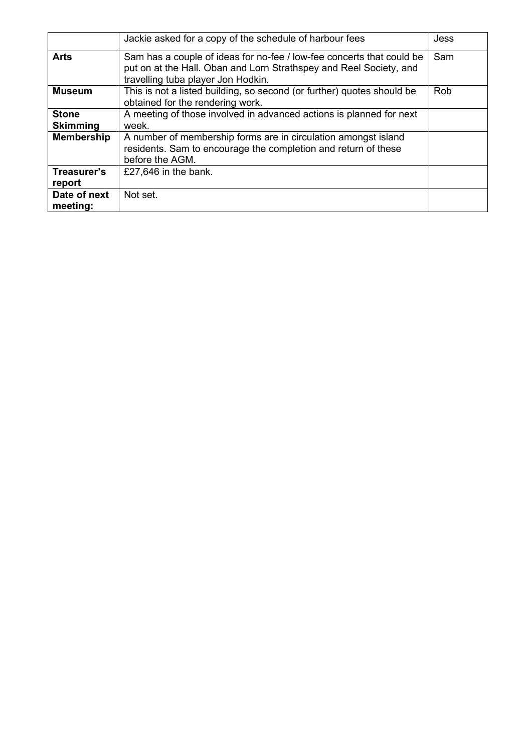| | | |
|---|---|---|
| | Jackie asked for a copy of the schedule of harbour fees | Jess |
| **Arts** | Sam has a couple of ideas for no-fee / low-fee concerts that could be put on at the Hall. Oban and Lorn Strathspey and Reel Society, and travelling tuba player Jon Hodkin. | Sam |
| **Museum** | This is not a listed building, so second (or further) quotes should be obtained for the rendering work. | Rob |
| **Stone Skimming** | A meeting of those involved in advanced actions is planned for next week. | |
| **Membership** | A number of membership forms are in circulation amongst island residents. Sam to encourage the completion and return of these before the AGM. | |
| **Treasurer's report** | £27,646 in the bank. | |
| **Date of next meeting:** | Not set. | |